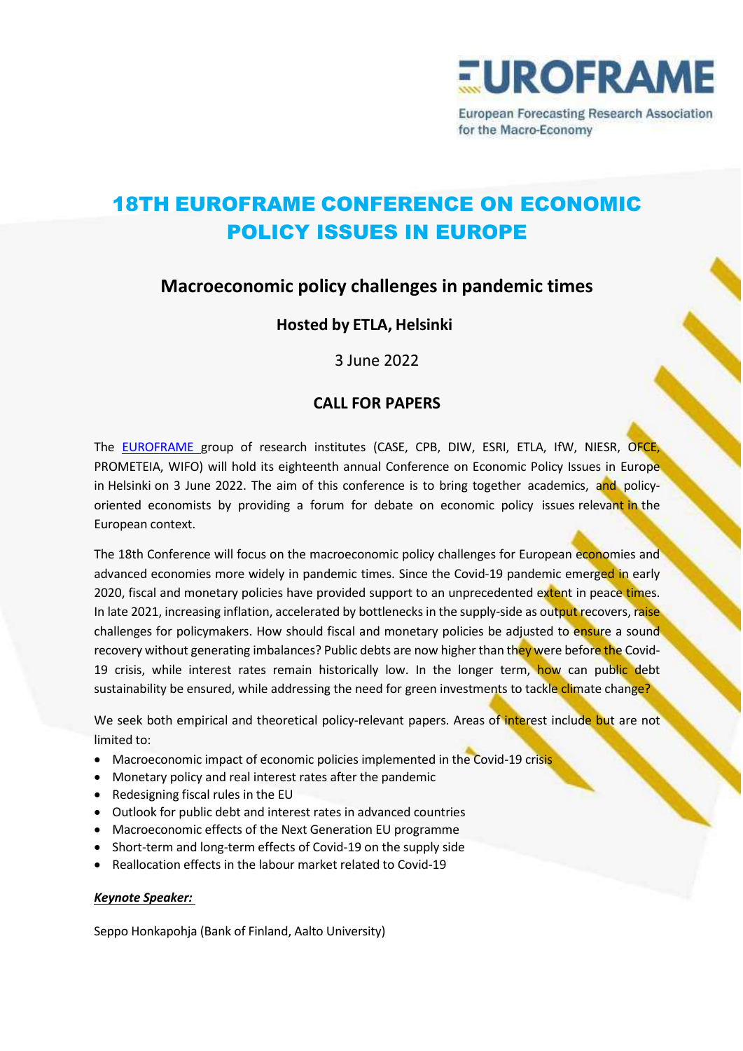EUROFRAME

European Forecasting Research Association for the Macro-Economy

# 18TH EUROFRAME CONFERENCE ON ECONOMIC POLICY ISSUES IN EUROPE

## Macroeconomic policy challenges in pandemic times

### Hosted by ETLA, Helsinki

3 June 2022

### CALL FOR PAPERS

The EUROFRAME group of research institutes (CASE, CPB, DIW, ESRI, ETLA, IfW, NIESR, OFCE, PROMETEIA, WIFO) will hold its eighteenth annual Conference on Economic Policy Issues in Europe in Helsinki on 3 June 2022. The aim of this conference is to bring together academics, and policy-oriented economists by providing a forum for debate on economic policy issues relevant in the European context.

The 18th Conference will focus on the macroeconomic policy challenges for European economies and advanced economies more widely in pandemic times. Since the Covid-19 pandemic emerged in early 2020, fiscal and monetary policies have provided support to an unprecedented extent in peace times. In late 2021, increasing inflation, accelerated by bottlenecks in the supply-side as output recovers, raise challenges for policymakers. How should fiscal and monetary policies be adjusted to ensure a sound recovery without generating imbalances? Public debts are now higher than they were before the Covid-19 crisis, while interest rates remain historically low. In the longer term, how can public debt sustainability be ensured, while addressing the need for green investments to tackle climate change?

We seek both empirical and theoretical policy-relevant papers. Areas of interest include but are not limited to:

- Macroeconomic impact of economic policies implemented in the Covid-19 crisis
- Monetary policy and real interest rates after the pandemic
- Redesigning fiscal rules in the EU
- Outlook for public debt and interest rates in advanced countries
- Macroeconomic effects of the Next Generation EU programme
- Short-term and long-term effects of Covid-19 on the supply side
- Reallocation effects in the labour market related to Covid-19

***Keynote Speaker:***

Seppo Honkapohja (Bank of Finland, Aalto University)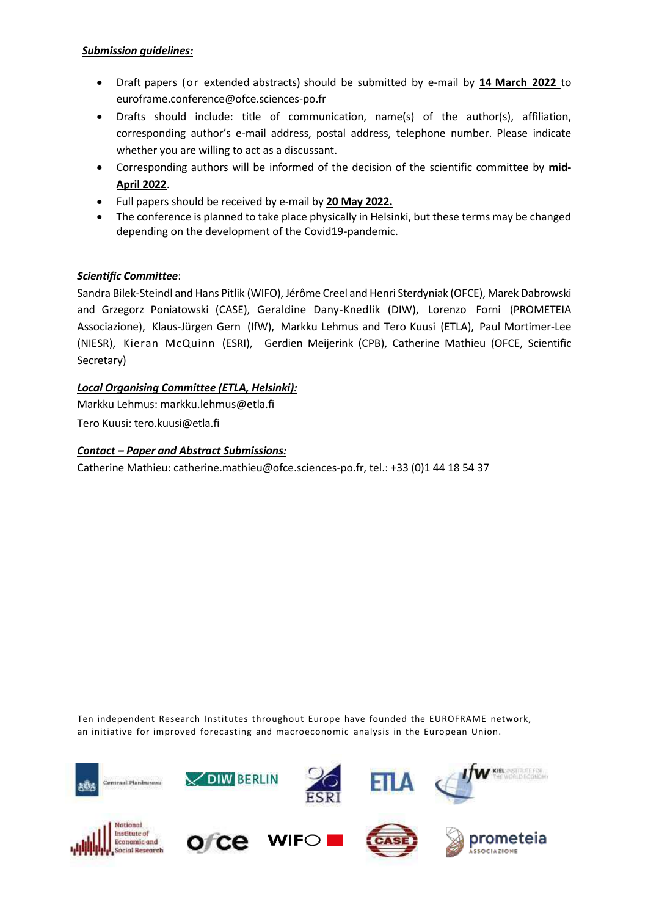***Submission guidelines:***

- Draft papers (or extended abstracts) should be submitted by e-mail by **14 March 2022** to euroframe.conference@ofce.sciences-po.fr
- Drafts should include: title of communication, name(s) of the author(s), affiliation, corresponding author's e-mail address, postal address, telephone number. Please indicate whether you are willing to act as a discussant.
- Corresponding authors will be informed of the decision of the scientific committee by **mid-April 2022**.
- Full papers should be received by e-mail by **20 May 2022.**
- The conference is planned to take place physically in Helsinki, but these terms may be changed depending on the development of the Covid19-pandemic.

***Scientific Committee***:

Sandra Bilek-Steindl and Hans Pitlik (WIFO), Jérôme Creel and Henri Sterdyniak (OFCE), Marek Dabrowski and Grzegorz Poniatowski (CASE), Geraldine Dany-Knedlik (DIW), Lorenzo Forni (PROMETEIA Associazione), Klaus-Jürgen Gern (IfW), Markku Lehmus and Tero Kuusi (ETLA), Paul Mortimer-Lee (NIESR), Kieran McQuinn (ESRI), Gerdien Meijerink (CPB), Catherine Mathieu (OFCE, Scientific Secretary)

***Local Organising Committee (ETLA, Helsinki):***

Markku Lehmus: markku.lehmus@etla.fi

Tero Kuusi: tero.kuusi@etla.fi

***Contact – Paper and Abstract Submissions:***

Catherine Mathieu: catherine.mathieu@ofce.sciences-po.fr, tel.: +33 (0)1 44 18 54 37

Ten independent Research Institutes throughout Europe have founded the EUROFRAME network, an initiative for improved forecasting and macroeconomic analysis in the European Union.